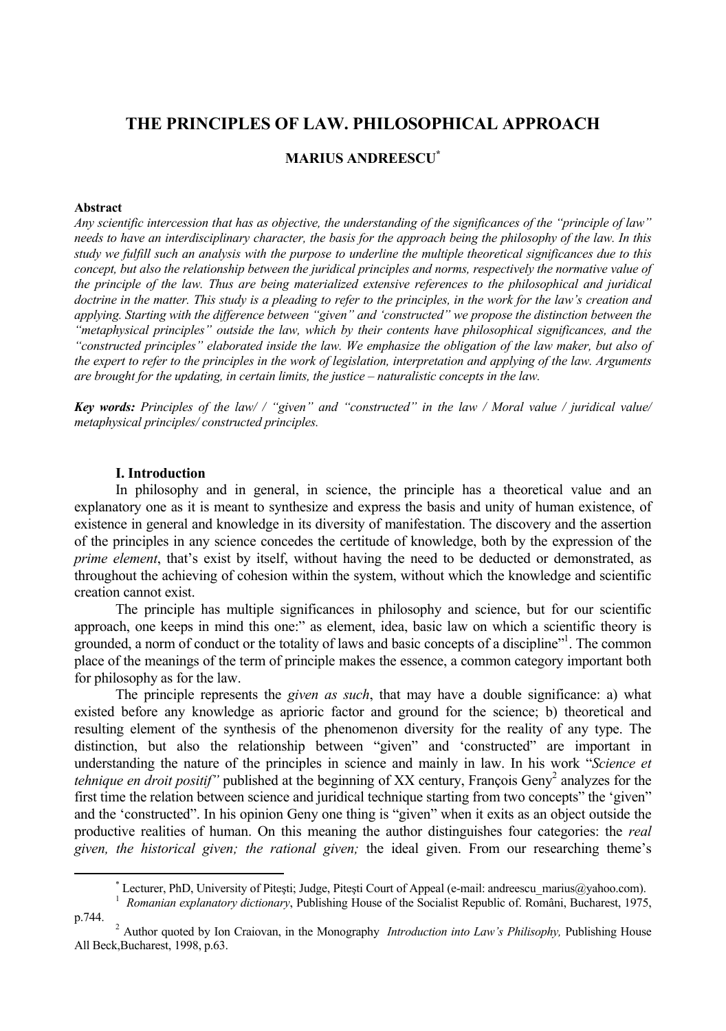# THE PRINCIPLES OF LAW. PHILOSOPHICAL APPROACH

**MARIUS ANDREESCU***

**Abstract**

*Any scientific intercession that has as objective, the understanding of the significances of the "principle of law" needs to have an interdisciplinary character, the basis for the approach being the philosophy of the law. In this study we fulfill such an analysis with the purpose to underline the multiple theoretical significances due to this concept, but also the relationship between the juridical principles and norms, respectively the normative value of the principle of the law. Thus are being materialized extensive references to the philosophical and juridical doctrine in the matter. This study is a pleading to refer to the principles, in the work for the law's creation and applying. Starting with the difference between "given" and 'constructed" we propose the distinction between the "metaphysical principles" outside the law, which by their contents have philosophical significances, and the "constructed principles" elaborated inside the law. We emphasize the obligation of the law maker, but also of the expert to refer to the principles in the work of legislation, interpretation and applying of the law. Arguments are brought for the updating, in certain limits, the justice – naturalistic concepts in the law.*

***Key words:*** *Principles of the law/ / "given" and "constructed" in the law / Moral value / juridical value/ metaphysical principles/ constructed principles.*

## I. Introduction

In philosophy and in general, in science, the principle has a theoretical value and an explanatory one as it is meant to synthesize and express the basis and unity of human existence, of existence in general and knowledge in its diversity of manifestation. The discovery and the assertion of the principles in any science concedes the certitude of knowledge, both by the expression of the *prime element*, that's exist by itself, without having the need to be deducted or demonstrated, as throughout the achieving of cohesion within the system, without which the knowledge and scientific creation cannot exist.

The principle has multiple significances in philosophy and science, but for our scientific approach, one keeps in mind this one:" as element, idea, basic law on which a scientific theory is grounded, a norm of conduct or the totality of laws and basic concepts of a discipline"[1]. The common place of the meanings of the term of principle makes the essence, a common category important both for philosophy as for the law.

The principle represents the *given as such*, that may have a double significance: a) what existed before any knowledge as aprioric factor and ground for the science; b) theoretical and resulting element of the synthesis of the phenomenon diversity for the reality of any type. The distinction, but also the relationship between "given" and 'constructed" are important in understanding the nature of the principles in science and mainly in law. In his work "*Science et tehnique en droit positif"* published at the beginning of XX century, François Geny[2] analyzes for the first time the relation between science and juridical technique starting from two concepts" the 'given" and the 'constructed". In his opinion Geny one thing is "given" when it exits as an object outside the productive realities of human. On this meaning the author distinguishes four categories: the *real given, the historical given; the rational given;* the ideal given. From our researching theme's

---

\* Lecturer, PhD, University of Piteşti; Judge, Piteşti Court of Appeal (e-mail: andreescu_marius@yahoo.com).

[1] *Romanian explanatory dictionary*, Publishing House of the Socialist Republic of. Români, Bucharest, 1975, p.744.

[2] Author quoted by Ion Craiovan, in the Monography *Introduction into Law's Philisophy,* Publishing House All Beck,Bucharest, 1998, p.63.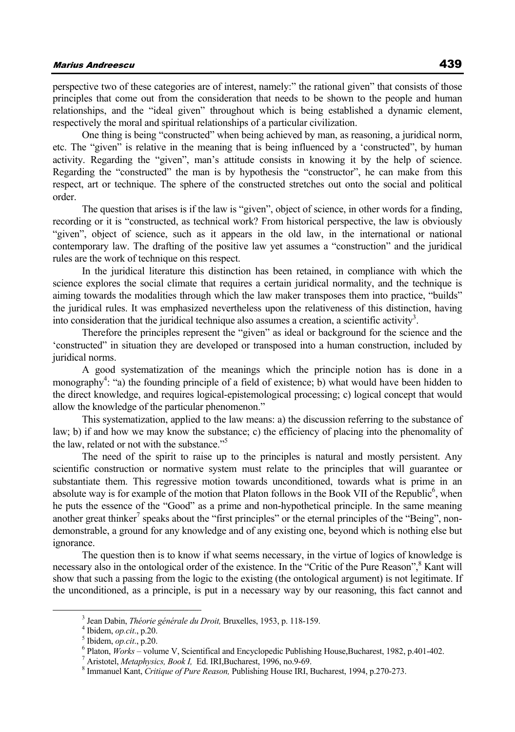perspective two of these categories are of interest, namely:" the rational given" that consists of those principles that come out from the consideration that needs to be shown to the people and human relationships, and the "ideal given" throughout which is being established a dynamic element, respectively the moral and spiritual relationships of a particular civilization.

One thing is being "constructed" when being achieved by man, as reasoning, a juridical norm, etc. The "given" is relative in the meaning that is being influenced by a 'constructed", by human activity. Regarding the "given", man's attitude consists in knowing it by the help of science. Regarding the "constructed" the man is by hypothesis the "constructor", he can make from this respect, art or technique. The sphere of the constructed stretches out onto the social and political order.

The question that arises is if the law is "given", object of science, in other words for a finding, recording or it is "constructed, as technical work? From historical perspective, the law is obviously "given", object of science, such as it appears in the old law, in the international or national contemporary law. The drafting of the positive law yet assumes a "construction" and the juridical rules are the work of technique on this respect.

In the juridical literature this distinction has been retained, in compliance with which the science explores the social climate that requires a certain juridical normality, and the technique is aiming towards the modalities through which the law maker transposes them into practice, "builds" the juridical rules. It was emphasized nevertheless upon the relativeness of this distinction, having into consideration that the juridical technique also assumes a creation, a scientific activity[3].

Therefore the principles represent the "given" as ideal or background for the science and the 'constructed" in situation they are developed or transposed into a human construction, included by juridical norms.

A good systematization of the meanings which the principle notion has is done in a monography[4]: "a) the founding principle of a field of existence; b) what would have been hidden to the direct knowledge, and requires logical-epistemological processing; c) logical concept that would allow the knowledge of the particular phenomenon."

This systematization, applied to the law means: a) the discussion referring to the substance of law; b) if and how we may know the substance; c) the efficiency of placing into the phenomality of the law, related or not with the substance."[5]

The need of the spirit to raise up to the principles is natural and mostly persistent. Any scientific construction or normative system must relate to the principles that will guarantee or substantiate them. This regressive motion towards unconditioned, towards what is prime in an absolute way is for example of the motion that Platon follows in the Book VII of the Republic[6], when he puts the essence of the "Good" as a prime and non-hypothetical principle. In the same meaning another great thinker[7] speaks about the "first principles" or the eternal principles of the "Being", non-demonstrable, a ground for any knowledge and of any existing one, beyond which is nothing else but ignorance.

The question then is to know if what seems necessary, in the virtue of logics of knowledge is necessary also in the ontological order of the existence. In the "Critic of the Pure Reason",[8] Kant will show that such a passing from the logic to the existing (the ontological argument) is not legitimate. If the unconditioned, as a principle, is put in a necessary way by our reasoning, this fact cannot and

---

[3] Jean Dabin, *Théorie générale du Droit,* Bruxelles, 1953, p. 118-159.

[4] Ibidem, *op.cit*., p.20.

[5] Ibidem, *op.cit*., p.20.

[6] Platon, *Works* – volume V, Scientifical and Encyclopedic Publishing House,Bucharest, 1982, p.401-402.

[7] Aristotel, *Metaphysics, Book I,* Ed. IRI,Bucharest, 1996, no.9-69.

[8] Immanuel Kant, *Critique of Pure Reason,* Publishing House IRI, Bucharest, 1994, p.270-273.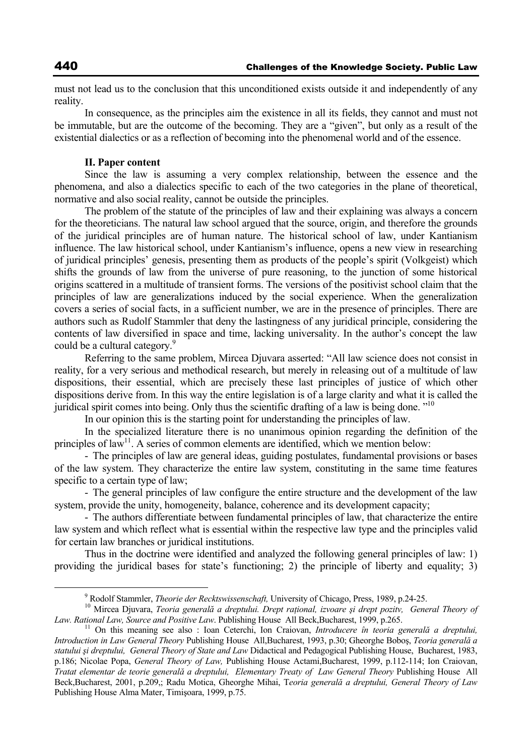must not lead us to the conclusion that this unconditioned exists outside it and independently of any reality.

In consequence, as the principles aim the existence in all its fields, they cannot and must not be immutable, but are the outcome of the becoming. They are a "given", but only as a result of the existential dialectics or as a reflection of becoming into the phenomenal world and of the essence.

### II. Paper content

Since the law is assuming a very complex relationship, between the essence and the phenomena, and also a dialectics specific to each of the two categories in the plane of theoretical, normative and also social reality, cannot be outside the principles.

The problem of the statute of the principles of law and their explaining was always a concern for the theoreticians. The natural law school argued that the source, origin, and therefore the grounds of the juridical principles are of human nature. The historical school of law, under Kantianism influence. The law historical school, under Kantianism's influence, opens a new view in researching of juridical principles' genesis, presenting them as products of the people's spirit (Volkgeist) which shifts the grounds of law from the universe of pure reasoning, to the junction of some historical origins scattered in a multitude of transient forms. The versions of the positivist school claim that the principles of law are generalizations induced by the social experience. When the generalization covers a series of social facts, in a sufficient number, we are in the presence of principles. There are authors such as Rudolf Stammler that deny the lastingness of any juridical principle, considering the contents of law diversified in space and time, lacking universality. In the author's concept the law could be a cultural category.[9]

Referring to the same problem, Mircea Djuvara asserted: "All law science does not consist in reality, for a very serious and methodical research, but merely in releasing out of a multitude of law dispositions, their essential, which are precisely these last principles of justice of which other dispositions derive from. In this way the entire legislation is of a large clarity and what it is called the juridical spirit comes into being. Only thus the scientific drafting of a law is being done. "[10]

In our opinion this is the starting point for understanding the principles of law.

In the specialized literature there is no unanimous opinion regarding the definition of the principles of law[11]. A series of common elements are identified, which we mention below:

- The principles of law are general ideas, guiding postulates, fundamental provisions or bases of the law system. They characterize the entire law system, constituting in the same time features specific to a certain type of law;
- The general principles of law configure the entire structure and the development of the law system, provide the unity, homogeneity, balance, coherence and its development capacity;
- The authors differentiate between fundamental principles of law, that characterize the entire law system and which reflect what is essential within the respective law type and the principles valid for certain law branches or juridical institutions.

Thus in the doctrine were identified and analyzed the following general principles of law: 1) providing the juridical bases for state's functioning; 2) the principle of liberty and equality; 3)

---

[9] Rodolf Stammler, *Theorie der Recktswissenschaft,* University of Chicago, Press, 1989, p.24-25.

[10] Mircea Djuvara, *Teoria generală a dreptului. Drept rațional, izvoare şi drept pozitv, General Theory of Law. Rational Law, Source and Positive Law*. Publishing House All Beck,Bucharest, 1999, p.265.

[11] On this meaning see also : Ioan Ceterchi, Ion Craiovan, *Introducere în teoria generală a dreptului, Introduction in Law General Theory* Publishing House All,Bucharest, 1993, p.30; Gheorghe Boboş, *Teoria generală a statului şi dreptului, General Theory of State and Law* Didactical and Pedagogical Publishing House, Bucharest, 1983, p.186; Nicolae Popa, *General Theory of Law,* Publishing House Actami,Bucharest, 1999, p.112-114; Ion Craiovan, *Tratat elementar de teorie generală a dreptului, Elementary Treaty of Law General Theory* Publishing House All Beck,Bucharest, 2001, p.209,; Radu Motica, Gheorghe Mihai, T*eoria generală a dreptului, General Theory of Law* Publishing House Alma Mater, Timişoara, 1999, p.75.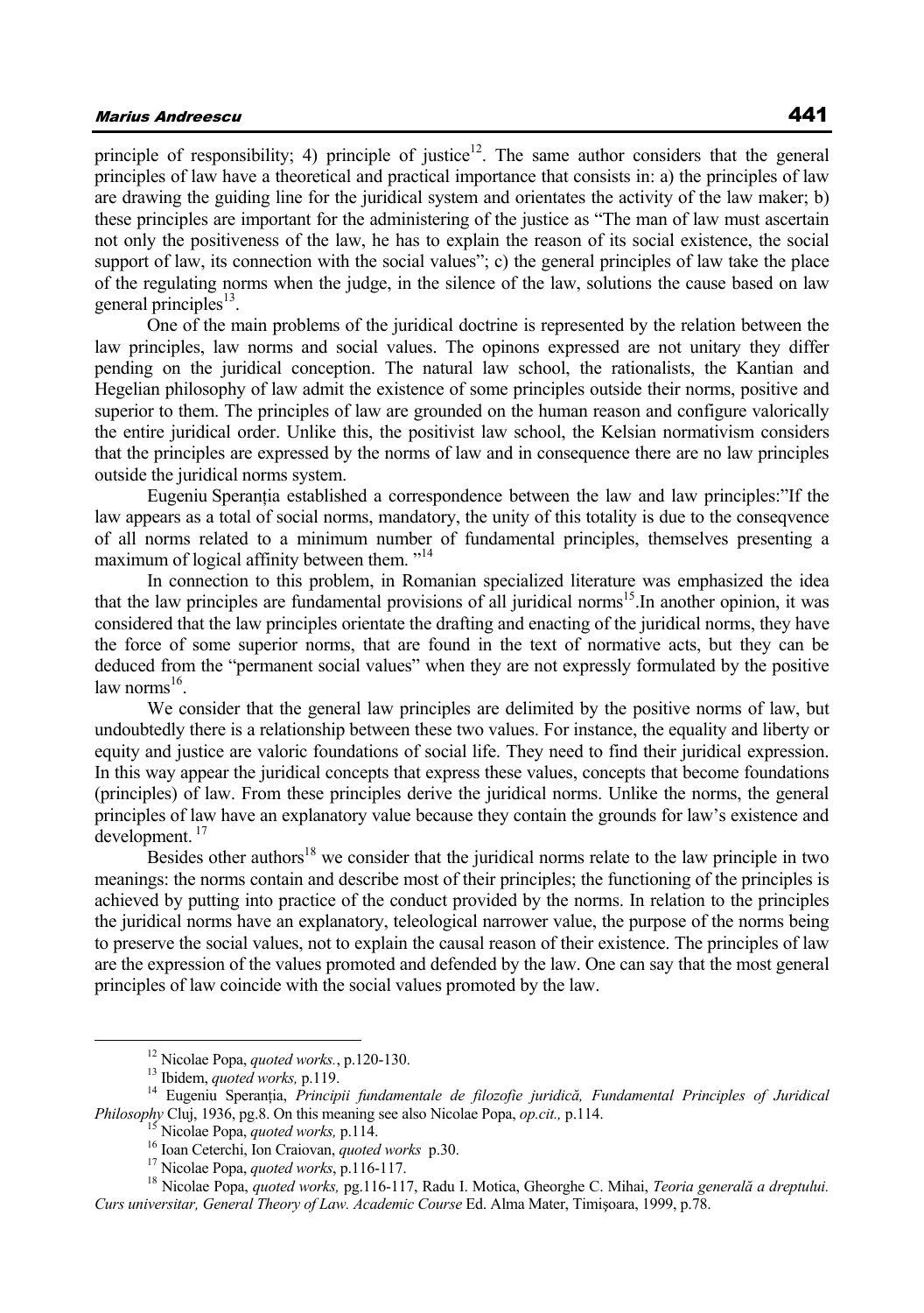principle of responsibility; 4) principle of justice[12]. The same author considers that the general principles of law have a theoretical and practical importance that consists in: a) the principles of law are drawing the guiding line for the juridical system and orientates the activity of the law maker; b) these principles are important for the administering of the justice as "The man of law must ascertain not only the positiveness of the law, he has to explain the reason of its social existence, the social support of law, its connection with the social values"; c) the general principles of law take the place of the regulating norms when the judge, in the silence of the law, solutions the cause based on law general principles[13].

One of the main problems of the juridical doctrine is represented by the relation between the law principles, law norms and social values. The opinons expressed are not unitary they differ pending on the juridical conception. The natural law school, the rationalists, the Kantian and Hegelian philosophy of law admit the existence of some principles outside their norms, positive and superior to them. The principles of law are grounded on the human reason and configure valorically the entire juridical order. Unlike this, the positivist law school, the Kelsian normativism considers that the principles are expressed by the norms of law and in consequence there are no law principles outside the juridical norms system.

Eugeniu Speranția established a correspondence between the law and law principles:"If the law appears as a total of social norms, mandatory, the unity of this totality is due to the conseqvence of all norms related to a minimum number of fundamental principles, themselves presenting a maximum of logical affinity between them. "[14]

In connection to this problem, in Romanian specialized literature was emphasized the idea that the law principles are fundamental provisions of all juridical norms[15].In another opinion, it was considered that the law principles orientate the drafting and enacting of the juridical norms, they have the force of some superior norms, that are found in the text of normative acts, but they can be deduced from the "permanent social values" when they are not expressly formulated by the positive law norms[16].

We consider that the general law principles are delimited by the positive norms of law, but undoubtedly there is a relationship between these two values. For instance, the equality and liberty or equity and justice are valoric foundations of social life. They need to find their juridical expression. In this way appear the juridical concepts that express these values, concepts that become foundations (principles) of law. From these principles derive the juridical norms. Unlike the norms, the general principles of law have an explanatory value because they contain the grounds for law's existence and development. [17]

Besides other authors[18] we consider that the juridical norms relate to the law principle in two meanings: the norms contain and describe most of their principles; the functioning of the principles is achieved by putting into practice of the conduct provided by the norms. In relation to the principles the juridical norms have an explanatory, teleological narrower value, the purpose of the norms being to preserve the social values, not to explain the causal reason of their existence. The principles of law are the expression of the values promoted and defended by the law. One can say that the most general principles of law coincide with the social values promoted by the law.

---

[12] Nicolae Popa, *quoted works.*, p.120-130.

[13] Ibidem, *quoted works,* p.119.

[14] Eugeniu Speranția, *Principii fundamentale de filozofie juridică, Fundamental Principles of Juridical Philosophy* Cluj, 1936, pg.8. On this meaning see also Nicolae Popa, *op.cit.,* p.114.

[15] Nicolae Popa, *quoted works,* p.114.

[16] Ioan Ceterchi, Ion Craiovan, *quoted works* p.30.

[17] Nicolae Popa, *quoted works*, p.116-117.

[18] Nicolae Popa, *quoted works,* pg.116-117, Radu I. Motica, Gheorghe C. Mihai, *Teoria generală a dreptului. Curs universitar, General Theory of Law. Academic Course* Ed. Alma Mater, Timișoara, 1999, p.78.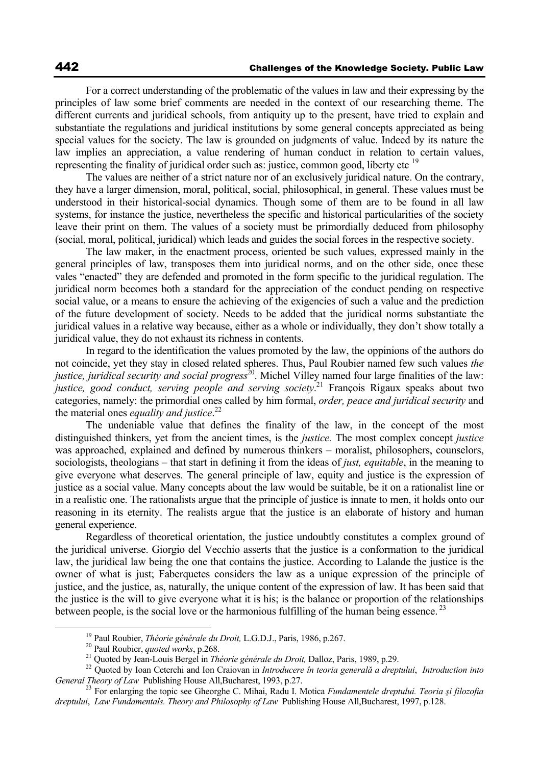For a correct understanding of the problematic of the values in law and their expressing by the principles of law some brief comments are needed in the context of our researching theme. The different currents and juridical schools, from antiquity up to the present, have tried to explain and substantiate the regulations and juridical institutions by some general concepts appreciated as being special values for the society. The law is grounded on judgments of value. Indeed by its nature the law implies an appreciation, a value rendering of human conduct in relation to certain values, representing the finality of juridical order such as: justice, common good, liberty etc [19]

The values are neither of a strict nature nor of an exclusively juridical nature. On the contrary, they have a larger dimension, moral, political, social, philosophical, in general. These values must be understood in their historical-social dynamics. Though some of them are to be found in all law systems, for instance the justice, nevertheless the specific and historical particularities of the society leave their print on them. The values of a society must be primordially deduced from philosophy (social, moral, political, juridical) which leads and guides the social forces in the respective society.

The law maker, in the enactment process, oriented be such values, expressed mainly in the general principles of law, transposes them into juridical norms, and on the other side, once these vales "enacted" they are defended and promoted in the form specific to the juridical regulation. The juridical norm becomes both a standard for the appreciation of the conduct pending on respective social value, or a means to ensure the achieving of the exigencies of such a value and the prediction of the future development of society. Needs to be added that the juridical norms substantiate the juridical values in a relative way because, either as a whole or individually, they don't show totally a juridical value, they do not exhaust its richness in contents.

In regard to the identification the values promoted by the law, the oppinions of the authors do not coincide, yet they stay in closed related spheres. Thus, Paul Roubier named few such values *the justice, juridical security and social progress*[20]. Michel Villey named four large finalities of the law: *justice, good conduct, serving people and serving society*.[21] François Rigaux speaks about two categories, namely: the primordial ones called by him formal, *order, peace and juridical security* and the material ones *equality and justice*.[22]

The undeniable value that defines the finality of the law, in the concept of the most distinguished thinkers, yet from the ancient times, is the *justice.* The most complex concept *justice* was approached, explained and defined by numerous thinkers – moralist, philosophers, counselors, sociologists, theologians – that start in defining it from the ideas of *just, equitable*, in the meaning to give everyone what deserves. The general principle of law, equity and justice is the expression of justice as a social value. Many concepts about the law would be suitable, be it on a rationalist line or in a realistic one. The rationalists argue that the principle of justice is innate to men, it holds onto our reasoning in its eternity. The realists argue that the justice is an elaborate of history and human general experience.

Regardless of theoretical orientation, the justice undoubtly constitutes a complex ground of the juridical universe. Giorgio del Vecchio asserts that the justice is a conformation to the juridical law, the juridical law being the one that contains the justice. According to Lalande the justice is the owner of what is just; Faberquetes considers the law as a unique expression of the principle of justice, and the justice, as, naturally, the unique content of the expression of law. It has been said that the justice is the will to give everyone what it is his; is the balance or proportion of the relationships between people, is the social love or the harmonious fulfilling of the human being essence. [23]

---

[19] Paul Roubier, *Théorie générale du Droit,* L.G.D.J., Paris, 1986, p.267.

[20] Paul Roubier, *quoted works*, p.268.

[21] Quoted by Jean-Louis Bergel in *Théorie générale du Droit,* Dalloz, Paris, 1989, p.29.

[22] Quoted by Ioan Ceterchi and Ion Craiovan in *Introducere în teoria generală a dreptului*, *Introduction into General Theory of Law* Publishing House All,Bucharest, 1993, p.27.

[23] For enlarging the topic see Gheorghe C. Mihai, Radu I. Motica *Fundamentele dreptului. Teoria şi filozofia dreptului*, *Law Fundamentals. Theory and Philosophy of Law* Publishing House All,Bucharest, 1997, p.128.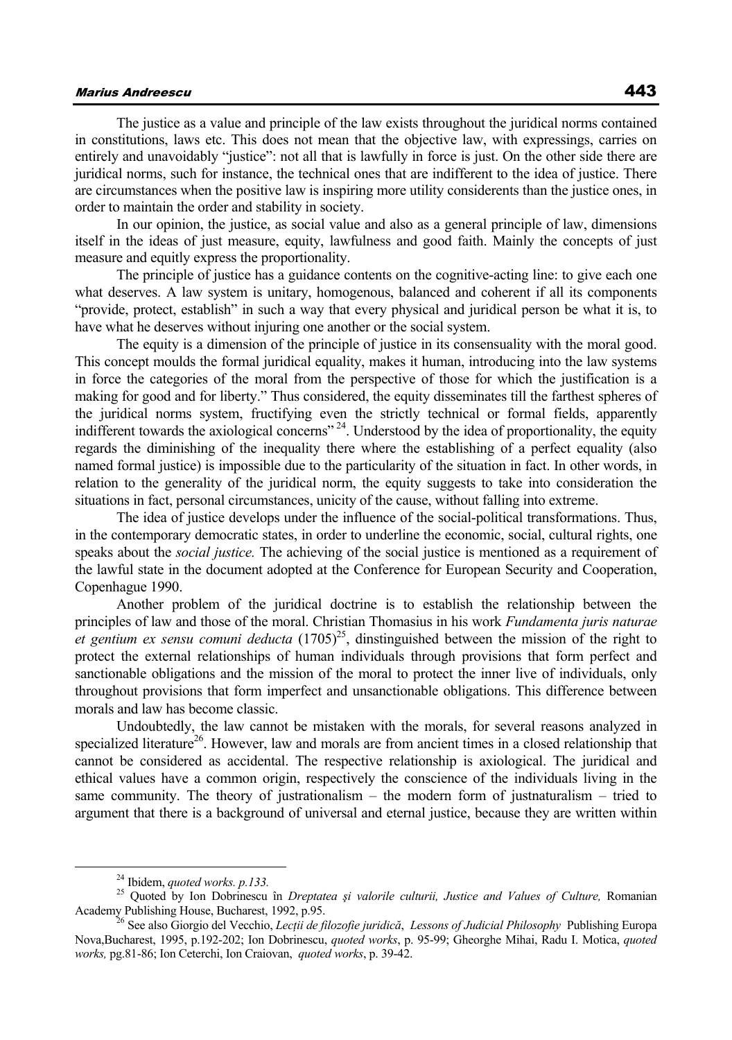The justice as a value and principle of the law exists throughout the juridical norms contained in constitutions, laws etc. This does not mean that the objective law, with expressings, carries on entirely and unavoidably "justice": not all that is lawfully in force is just. On the other side there are juridical norms, such for instance, the technical ones that are indifferent to the idea of justice. There are circumstances when the positive law is inspiring more utility considerents than the justice ones, in order to maintain the order and stability in society.

In our opinion, the justice, as social value and also as a general principle of law, dimensions itself in the ideas of just measure, equity, lawfulness and good faith. Mainly the concepts of just measure and equitly express the proportionality.

The principle of justice has a guidance contents on the cognitive-acting line: to give each one what deserves. A law system is unitary, homogenous, balanced and coherent if all its components "provide, protect, establish" in such a way that every physical and juridical person be what it is, to have what he deserves without injuring one another or the social system.

The equity is a dimension of the principle of justice in its consensuality with the moral good. This concept moulds the formal juridical equality, makes it human, introducing into the law systems in force the categories of the moral from the perspective of those for which the justification is a making for good and for liberty." Thus considered, the equity disseminates till the farthest spheres of the juridical norms system, fructifying even the strictly technical or formal fields, apparently indifferent towards the axiological concerns" [24]. Understood by the idea of proportionality, the equity regards the diminishing of the inequality there where the establishing of a perfect equality (also named formal justice) is impossible due to the particularity of the situation in fact. In other words, in relation to the generality of the juridical norm, the equity suggests to take into consideration the situations in fact, personal circumstances, unicity of the cause, without falling into extreme.

The idea of justice develops under the influence of the social-political transformations. Thus, in the contemporary democratic states, in order to underline the economic, social, cultural rights, one speaks about the *social justice.* The achieving of the social justice is mentioned as a requirement of the lawful state in the document adopted at the Conference for European Security and Cooperation, Copenhague 1990.

Another problem of the juridical doctrine is to establish the relationship between the principles of law and those of the moral. Christian Thomasius in his work *Fundamenta juris naturae et gentium ex sensu comuni deducta* (1705)[25], dinstinguished between the mission of the right to protect the external relationships of human individuals through provisions that form perfect and sanctionable obligations and the mission of the moral to protect the inner live of individuals, only throughout provisions that form imperfect and unsanctionable obligations. This difference between morals and law has become classic.

Undoubtedly, the law cannot be mistaken with the morals, for several reasons analyzed in specialized literature[26]. However, law and morals are from ancient times in a closed relationship that cannot be considered as accidental. The respective relationship is axiological. The juridical and ethical values have a common origin, respectively the conscience of the individuals living in the same community. The theory of justrationalism – the modern form of justnaturalism – tried to argument that there is a background of universal and eternal justice, because they are written within

---

[24] Ibidem, *quoted works. p.133.*

[25] Quoted by Ion Dobrinescu în *Dreptatea şi valorile culturii, Justice and Values of Culture,* Romanian Academy Publishing House, Bucharest, 1992, p.95.

[26] See also Giorgio del Vecchio, *Lecţii de filozofie juridică*, *Lessons of Judicial Philosophy* Publishing Europa Nova,Bucharest, 1995, p.192-202; Ion Dobrinescu, *quoted works*, p. 95-99; Gheorghe Mihai, Radu I. Motica, *quoted works,* pg.81-86; Ion Ceterchi, Ion Craiovan, *quoted works*, p. 39-42.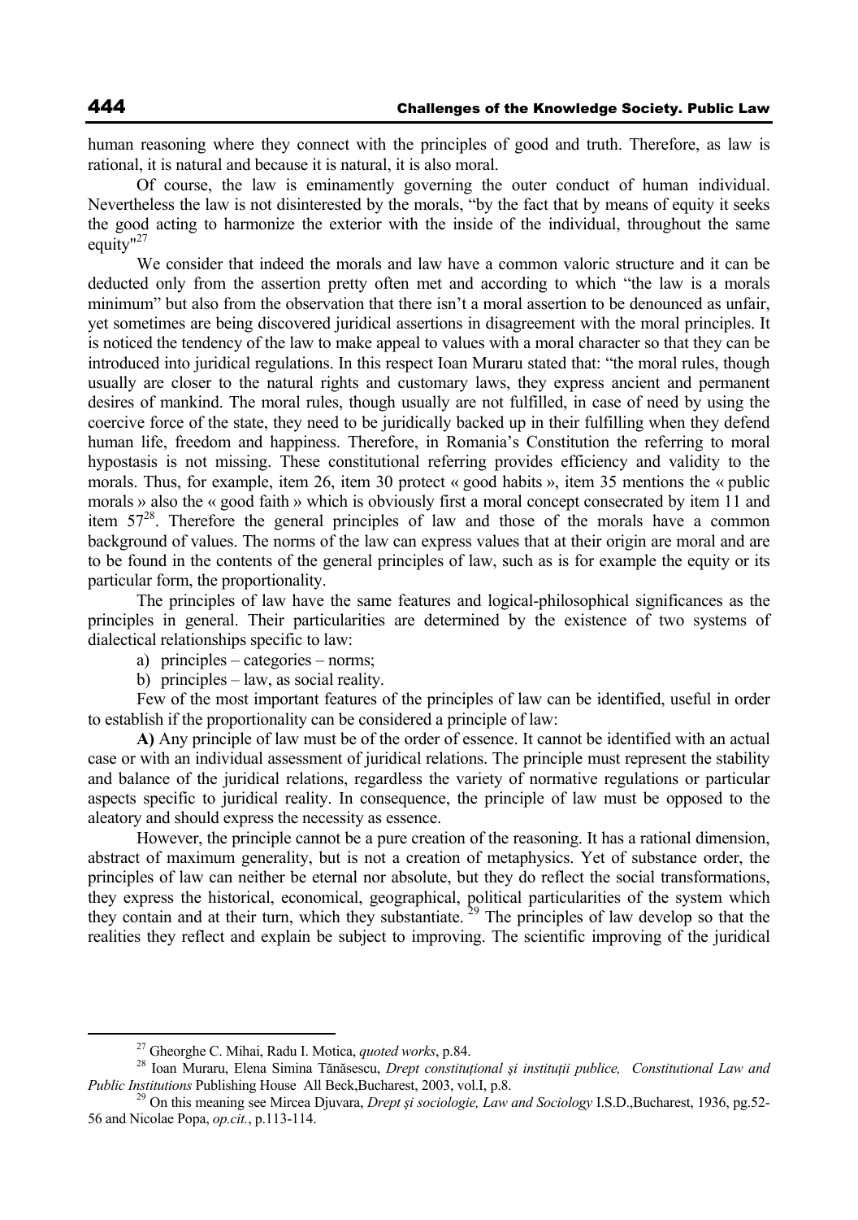human reasoning where they connect with the principles of good and truth. Therefore, as law is rational, it is natural and because it is natural, it is also moral.

Of course, the law is eminamently governing the outer conduct of human individual. Nevertheless the law is not disinterested by the morals, "by the fact that by means of equity it seeks the good acting to harmonize the exterior with the inside of the individual, throughout the same equity"[27]

We consider that indeed the morals and law have a common valoric structure and it can be deducted only from the assertion pretty often met and according to which "the law is a morals minimum" but also from the observation that there isn't a moral assertion to be denounced as unfair, yet sometimes are being discovered juridical assertions in disagreement with the moral principles. It is noticed the tendency of the law to make appeal to values with a moral character so that they can be introduced into juridical regulations. In this respect Ioan Muraru stated that: "the moral rules, though usually are closer to the natural rights and customary laws, they express ancient and permanent desires of mankind. The moral rules, though usually are not fulfilled, in case of need by using the coercive force of the state, they need to be juridically backed up in their fulfilling when they defend human life, freedom and happiness. Therefore, in Romania's Constitution the referring to moral hypostasis is not missing. These constitutional referring provides efficiency and validity to the morals. Thus, for example, item 26, item 30 protect « good habits », item 35 mentions the « public morals » also the « good faith » which is obviously first a moral concept consecrated by item 11 and item 57[28]. Therefore the general principles of law and those of the morals have a common background of values. The norms of the law can express values that at their origin are moral and are to be found in the contents of the general principles of law, such as is for example the equity or its particular form, the proportionality.

The principles of law have the same features and logical-philosophical significances as the principles in general. Their particularities are determined by the existence of two systems of dialectical relationships specific to law:

a) principles – categories – norms;
b) principles – law, as social reality.

Few of the most important features of the principles of law can be identified, useful in order to establish if the proportionality can be considered a principle of law:

**A)** Any principle of law must be of the order of essence. It cannot be identified with an actual case or with an individual assessment of juridical relations. The principle must represent the stability and balance of the juridical relations, regardless the variety of normative regulations or particular aspects specific to juridical reality. In consequence, the principle of law must be opposed to the aleatory and should express the necessity as essence.

However, the principle cannot be a pure creation of the reasoning. It has a rational dimension, abstract of maximum generality, but is not a creation of metaphysics. Yet of substance order, the principles of law can neither be eternal nor absolute, but they do reflect the social transformations, they express the historical, economical, geographical, political particularities of the system which they contain and at their turn, which they substantiate. [29] The principles of law develop so that the realities they reflect and explain be subject to improving. The scientific improving of the juridical

---

[27] Gheorghe C. Mihai, Radu I. Motica, *quoted works*, p.84.

[28] Ioan Muraru, Elena Simina Tănăsescu, *Drept constituțional și instituții publice, Constitutional Law and Public Institutions* Publishing House All Beck,Bucharest, 2003, vol.I, p.8.

[29] On this meaning see Mircea Djuvara, *Drept şi sociologie, Law and Sociology* I.S.D.,Bucharest, 1936, pg.52-56 and Nicolae Popa, *op.cit.*, p.113-114.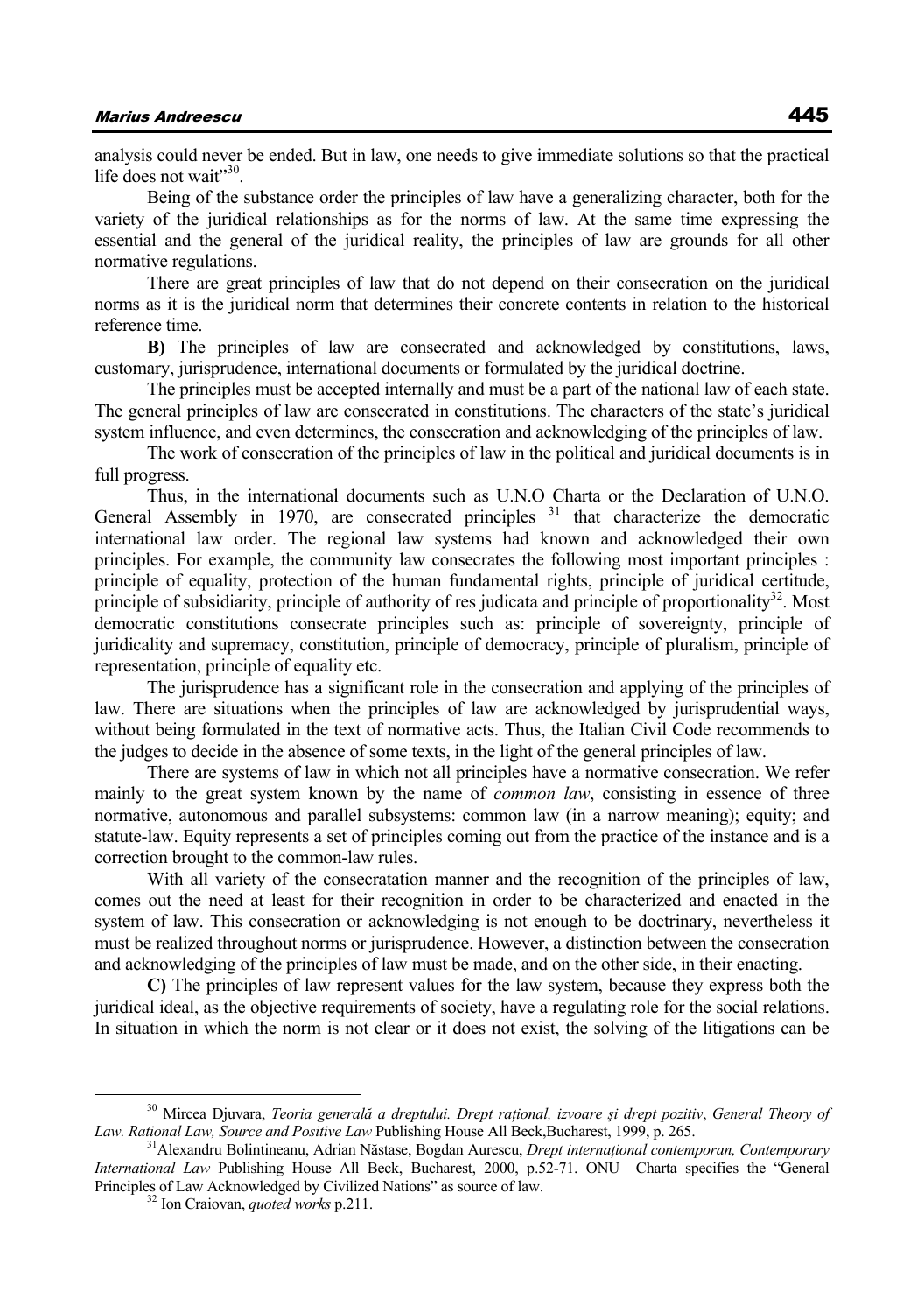analysis could never be ended. But in law, one needs to give immediate solutions so that the practical life does not wait"[30].

Being of the substance order the principles of law have a generalizing character, both for the variety of the juridical relationships as for the norms of law. At the same time expressing the essential and the general of the juridical reality, the principles of law are grounds for all other normative regulations.

There are great principles of law that do not depend on their consecration on the juridical norms as it is the juridical norm that determines their concrete contents in relation to the historical reference time.

**B)** The principles of law are consecrated and acknowledged by constitutions, laws, customary, jurisprudence, international documents or formulated by the juridical doctrine.

The principles must be accepted internally and must be a part of the national law of each state. The general principles of law are consecrated in constitutions. The characters of the state's juridical system influence, and even determines, the consecration and acknowledging of the principles of law.

The work of consecration of the principles of law in the political and juridical documents is in full progress.

Thus, in the international documents such as U.N.O Charta or the Declaration of U.N.O. General Assembly in 1970, are consecrated principles [31] that characterize the democratic international law order. The regional law systems had known and acknowledged their own principles. For example, the community law consecrates the following most important principles : principle of equality, protection of the human fundamental rights, principle of juridical certitude, principle of subsidiarity, principle of authority of res judicata and principle of proportionality[32]. Most democratic constitutions consecrate principles such as: principle of sovereignty, principle of juridicality and supremacy, constitution, principle of democracy, principle of pluralism, principle of representation, principle of equality etc.

The jurisprudence has a significant role in the consecration and applying of the principles of law. There are situations when the principles of law are acknowledged by jurisprudential ways, without being formulated in the text of normative acts. Thus, the Italian Civil Code recommends to the judges to decide in the absence of some texts, in the light of the general principles of law.

There are systems of law in which not all principles have a normative consecration. We refer mainly to the great system known by the name of *common law*, consisting in essence of three normative, autonomous and parallel subsystems: common law (in a narrow meaning); equity; and statute-law. Equity represents a set of principles coming out from the practice of the instance and is a correction brought to the common-law rules.

With all variety of the consecratation manner and the recognition of the principles of law, comes out the need at least for their recognition in order to be characterized and enacted in the system of law. This consecration or acknowledging is not enough to be doctrinary, nevertheless it must be realized throughout norms or jurisprudence. However, a distinction between the consecration and acknowledging of the principles of law must be made, and on the other side, in their enacting.

**C)** The principles of law represent values for the law system, because they express both the juridical ideal, as the objective requirements of society, have a regulating role for the social relations. In situation in which the norm is not clear or it does not exist, the solving of the litigations can be

---

[30] Mircea Djuvara, *Teoria generală a dreptului. Drept rațional, izvoare și drept pozitiv*, *General Theory of Law. Rational Law, Source and Positive Law* Publishing House All Beck,Bucharest, 1999, p. 265.

[31] Alexandru Bolintineanu, Adrian Năstase, Bogdan Aurescu, *Drept internațional contemporan, Contemporary International Law* Publishing House All Beck, Bucharest, 2000, p.52-71. ONU Charta specifies the "General Principles of Law Acknowledged by Civilized Nations" as source of law.

[32] Ion Craiovan, *quoted works* p.211.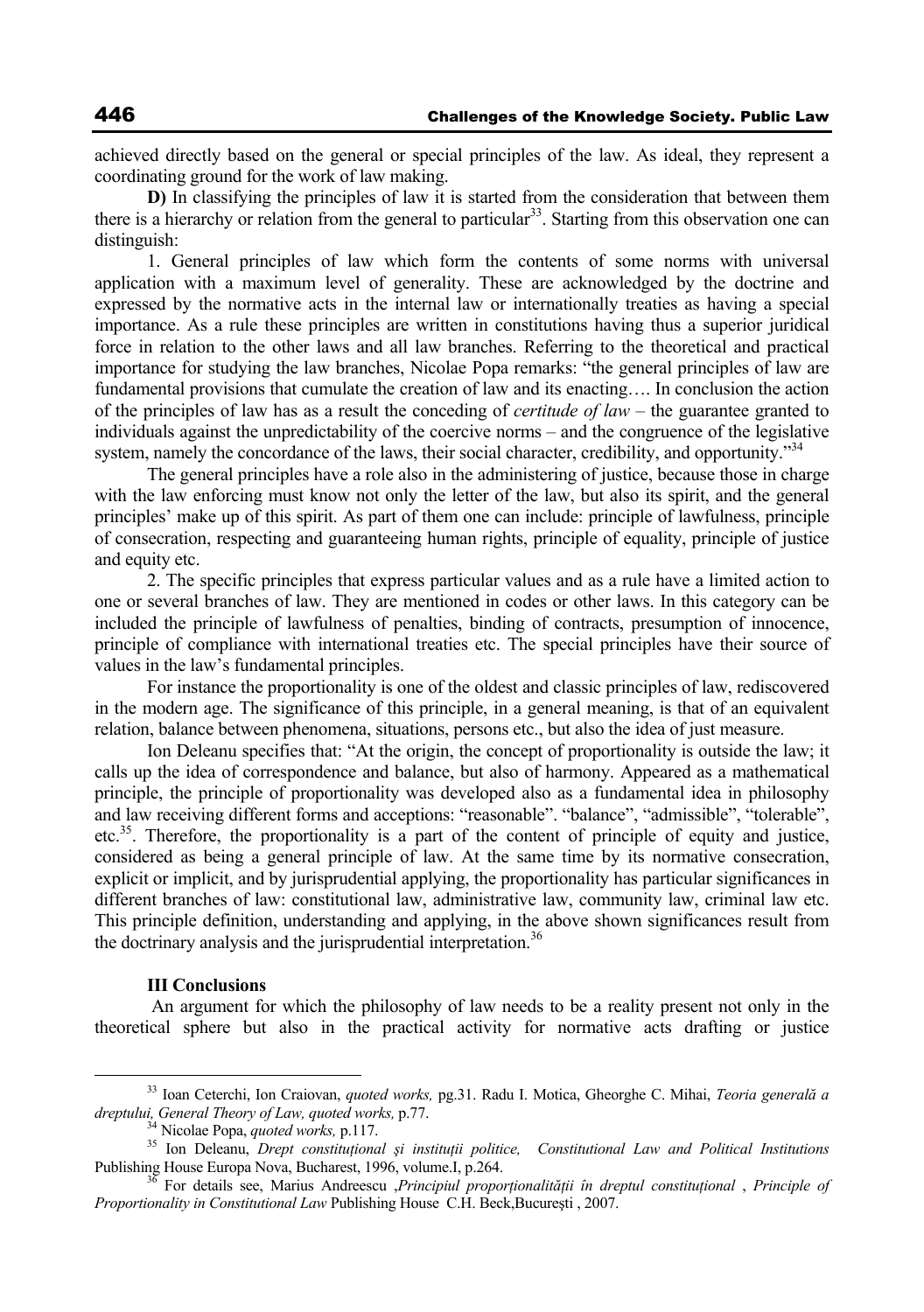achieved directly based on the general or special principles of the law. As ideal, they represent a coordinating ground for the work of law making.

**D)** In classifying the principles of law it is started from the consideration that between them there is a hierarchy or relation from the general to particular[33]. Starting from this observation one can distinguish:

1. General principles of law which form the contents of some norms with universal application with a maximum level of generality. These are acknowledged by the doctrine and expressed by the normative acts in the internal law or internationally treaties as having a special importance. As a rule these principles are written in constitutions having thus a superior juridical force in relation to the other laws and all law branches. Referring to the theoretical and practical importance for studying the law branches, Nicolae Popa remarks: "the general principles of law are fundamental provisions that cumulate the creation of law and its enacting…. In conclusion the action of the principles of law has as a result the conceding of *certitude of law* – the guarantee granted to individuals against the unpredictability of the coercive norms – and the congruence of the legislative system, namely the concordance of the laws, their social character, credibility, and opportunity."[34]

The general principles have a role also in the administering of justice, because those in charge with the law enforcing must know not only the letter of the law, but also its spirit, and the general principles' make up of this spirit. As part of them one can include: principle of lawfulness, principle of consecration, respecting and guaranteeing human rights, principle of equality, principle of justice and equity etc.

2. The specific principles that express particular values and as a rule have a limited action to one or several branches of law. They are mentioned in codes or other laws. In this category can be included the principle of lawfulness of penalties, binding of contracts, presumption of innocence, principle of compliance with international treaties etc. The special principles have their source of values in the law's fundamental principles.

For instance the proportionality is one of the oldest and classic principles of law, rediscovered in the modern age. The significance of this principle, in a general meaning, is that of an equivalent relation, balance between phenomena, situations, persons etc., but also the idea of just measure.

Ion Deleanu specifies that: "At the origin, the concept of proportionality is outside the law; it calls up the idea of correspondence and balance, but also of harmony. Appeared as a mathematical principle, the principle of proportionality was developed also as a fundamental idea in philosophy and law receiving different forms and acceptions: "reasonable". "balance", "admissible", "tolerable", etc.[35]. Therefore, the proportionality is a part of the content of principle of equity and justice, considered as being a general principle of law. At the same time by its normative consecration, explicit or implicit, and by jurisprudential applying, the proportionality has particular significances in different branches of law: constitutional law, administrative law, community law, criminal law etc. This principle definition, understanding and applying, in the above shown significances result from the doctrinary analysis and the jurisprudential interpretation.[36]

### III Conclusions

An argument for which the philosophy of law needs to be a reality present not only in the theoretical sphere but also in the practical activity for normative acts drafting or justice

---

[33] Ioan Ceterchi, Ion Craiovan, *quoted works,* pg.31. Radu I. Motica, Gheorghe C. Mihai, *Teoria generală a dreptului, General Theory of Law, quoted works,* p.77.

[34] Nicolae Popa, *quoted works,* p.117.

[35] Ion Deleanu, *Drept constituțional și instituții politice, Constitutional Law and Political Institutions* Publishing House Europa Nova, Bucharest, 1996, volume.I, p.264.

[36] For details see, Marius Andreescu ,*Principiul proporționalității în dreptul constituțional* , *Principle of Proportionality in Constitutional Law* Publishing House C.H. Beck,București , 2007.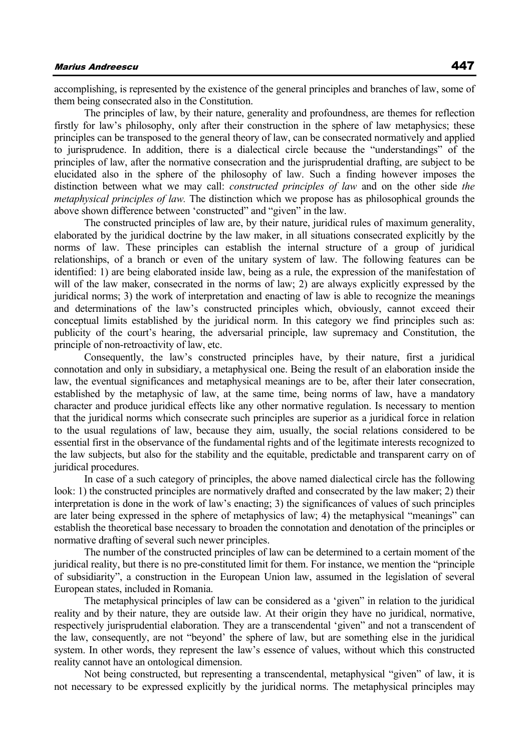accomplishing, is represented by the existence of the general principles and branches of law, some of them being consecrated also in the Constitution.

The principles of law, by their nature, generality and profoundness, are themes for reflection firstly for law's philosophy, only after their construction in the sphere of law metaphysics; these principles can be transposed to the general theory of law, can be consecrated normatively and applied to jurisprudence. In addition, there is a dialectical circle because the "understandings" of the principles of law, after the normative consecration and the jurisprudential drafting, are subject to be elucidated also in the sphere of the philosophy of law. Such a finding however imposes the distinction between what we may call: *constructed principles of law* and on the other side *the metaphysical principles of law.* The distinction which we propose has as philosophical grounds the above shown difference between 'constructed" and "given" in the law.

The constructed principles of law are, by their nature, juridical rules of maximum generality, elaborated by the juridical doctrine by the law maker, in all situations consecrated explicitly by the norms of law. These principles can establish the internal structure of a group of juridical relationships, of a branch or even of the unitary system of law. The following features can be identified: 1) are being elaborated inside law, being as a rule, the expression of the manifestation of will of the law maker, consecrated in the norms of law; 2) are always explicitly expressed by the juridical norms; 3) the work of interpretation and enacting of law is able to recognize the meanings and determinations of the law's constructed principles which, obviously, cannot exceed their conceptual limits established by the juridical norm. In this category we find principles such as: publicity of the court's hearing, the adversarial principle, law supremacy and Constitution, the principle of non-retroactivity of law, etc.

Consequently, the law's constructed principles have, by their nature, first a juridical connotation and only in subsidiary, a metaphysical one. Being the result of an elaboration inside the law, the eventual significances and metaphysical meanings are to be, after their later consecration, established by the metaphysic of law, at the same time, being norms of law, have a mandatory character and produce juridical effects like any other normative regulation. Is necessary to mention that the juridical norms which consecrate such principles are superior as a juridical force in relation to the usual regulations of law, because they aim, usually, the social relations considered to be essential first in the observance of the fundamental rights and of the legitimate interests recognized to the law subjects, but also for the stability and the equitable, predictable and transparent carry on of juridical procedures.

In case of a such category of principles, the above named dialectical circle has the following look: 1) the constructed principles are normatively drafted and consecrated by the law maker; 2) their interpretation is done in the work of law's enacting; 3) the significances of values of such principles are later being expressed in the sphere of metaphysics of law; 4) the metaphysical "meanings" can establish the theoretical base necessary to broaden the connotation and denotation of the principles or normative drafting of several such newer principles.

The number of the constructed principles of law can be determined to a certain moment of the juridical reality, but there is no pre-constituted limit for them. For instance, we mention the "principle of subsidiarity", a construction in the European Union law, assumed in the legislation of several European states, included in Romania.

The metaphysical principles of law can be considered as a 'given" in relation to the juridical reality and by their nature, they are outside law. At their origin they have no juridical, normative, respectively jurisprudential elaboration. They are a transcendental 'given" and not a transcendent of the law, consequently, are not "beyond' the sphere of law, but are something else in the juridical system. In other words, they represent the law's essence of values, without which this constructed reality cannot have an ontological dimension.

Not being constructed, but representing a transcendental, metaphysical "given" of law, it is not necessary to be expressed explicitly by the juridical norms. The metaphysical principles may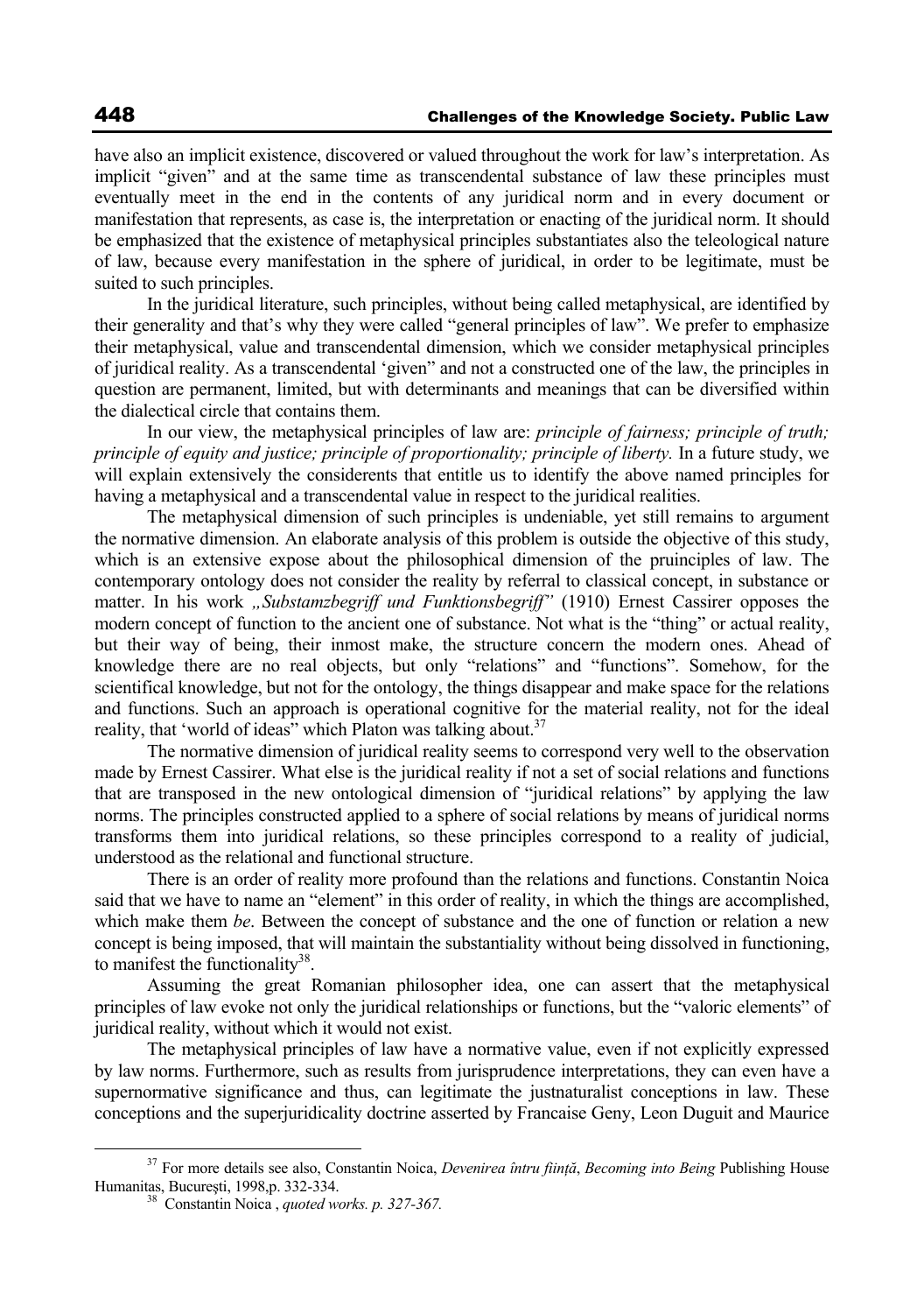have also an implicit existence, discovered or valued throughout the work for law's interpretation. As implicit "given" and at the same time as transcendental substance of law these principles must eventually meet in the end in the contents of any juridical norm and in every document or manifestation that represents, as case is, the interpretation or enacting of the juridical norm. It should be emphasized that the existence of metaphysical principles substantiates also the teleological nature of law, because every manifestation in the sphere of juridical, in order to be legitimate, must be suited to such principles.

In the juridical literature, such principles, without being called metaphysical, are identified by their generality and that's why they were called "general principles of law". We prefer to emphasize their metaphysical, value and transcendental dimension, which we consider metaphysical principles of juridical reality. As a transcendental 'given" and not a constructed one of the law, the principles in question are permanent, limited, but with determinants and meanings that can be diversified within the dialectical circle that contains them.

In our view, the metaphysical principles of law are: *principle of fairness; principle of truth; principle of equity and justice; principle of proportionality; principle of liberty.* In a future study, we will explain extensively the considerents that entitle us to identify the above named principles for having a metaphysical and a transcendental value in respect to the juridical realities.

The metaphysical dimension of such principles is undeniable, yet still remains to argument the normative dimension. An elaborate analysis of this problem is outside the objective of this study, which is an extensive expose about the philosophical dimension of the pruinciples of law. The contemporary ontology does not consider the reality by referral to classical concept, in substance or matter. In his work *„Substamzbegriff und Funktionsbegriff"* (1910) Ernest Cassirer opposes the modern concept of function to the ancient one of substance. Not what is the "thing" or actual reality, but their way of being, their inmost make, the structure concern the modern ones. Ahead of knowledge there are no real objects, but only "relations" and "functions". Somehow, for the scientifical knowledge, but not for the ontology, the things disappear and make space for the relations and functions. Such an approach is operational cognitive for the material reality, not for the ideal reality, that 'world of ideas" which Platon was talking about.[37]

The normative dimension of juridical reality seems to correspond very well to the observation made by Ernest Cassirer. What else is the juridical reality if not a set of social relations and functions that are transposed in the new ontological dimension of "juridical relations" by applying the law norms. The principles constructed applied to a sphere of social relations by means of juridical norms transforms them into juridical relations, so these principles correspond to a reality of judicial, understood as the relational and functional structure.

There is an order of reality more profound than the relations and functions. Constantin Noica said that we have to name an "element" in this order of reality, in which the things are accomplished, which make them *be*. Between the concept of substance and the one of function or relation a new concept is being imposed, that will maintain the substantiality without being dissolved in functioning, to manifest the functionality[38].

Assuming the great Romanian philosopher idea, one can assert that the metaphysical principles of law evoke not only the juridical relationships or functions, but the "valoric elements" of juridical reality, without which it would not exist.

The metaphysical principles of law have a normative value, even if not explicitly expressed by law norms. Furthermore, such as results from jurisprudence interpretations, they can even have a supernormative significance and thus, can legitimate the justnaturalist conceptions in law. These conceptions and the superjuridicality doctrine asserted by Francaise Geny, Leon Duguit and Maurice

---

[37] For more details see also, Constantin Noica, *Devenirea întru ființă*, *Becoming into Being* Publishing House Humanitas, București, 1998,p. 332-334.

[38] Constantin Noica , *quoted works. p. 327-367.*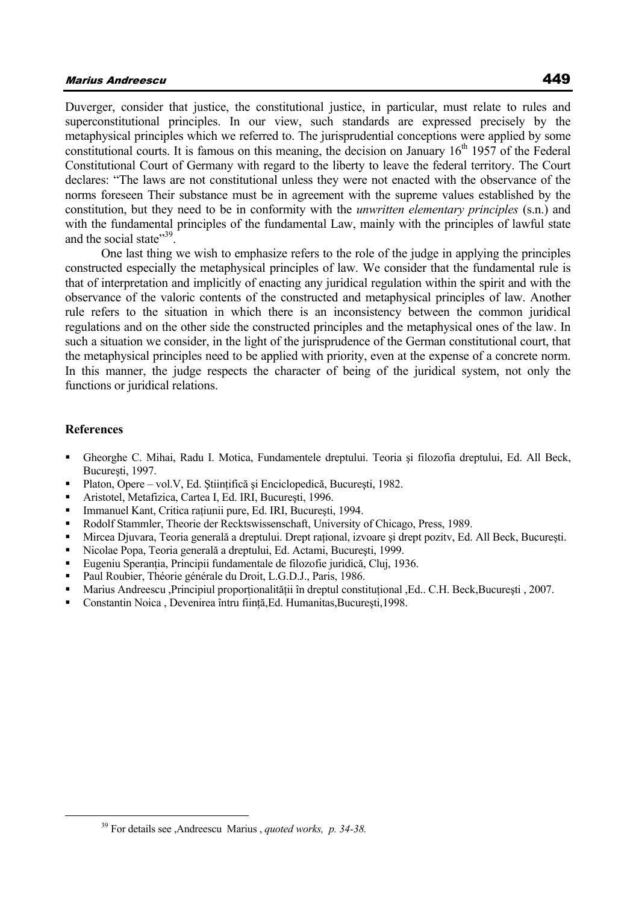Duverger, consider that justice, the constitutional justice, in particular, must relate to rules and superconstitutional principles. In our view, such standards are expressed precisely by the metaphysical principles which we referred to. The jurisprudential conceptions were applied by some constitutional courts. It is famous on this meaning, the decision on January 16th 1957 of the Federal Constitutional Court of Germany with regard to the liberty to leave the federal territory. The Court declares: "The laws are not constitutional unless they were not enacted with the observance of the norms foreseen Their substance must be in agreement with the supreme values established by the constitution, but they need to be in conformity with the *unwritten elementary principles* (s.n.) and with the fundamental principles of the fundamental Law, mainly with the principles of lawful state and the social state"[39].

One last thing we wish to emphasize refers to the role of the judge in applying the principles constructed especially the metaphysical principles of law. We consider that the fundamental rule is that of interpretation and implicitly of enacting any juridical regulation within the spirit and with the observance of the valoric contents of the constructed and metaphysical principles of law. Another rule refers to the situation in which there is an inconsistency between the common juridical regulations and on the other side the constructed principles and the metaphysical ones of the law. In such a situation we consider, in the light of the jurisprudence of the German constitutional court, that the metaphysical principles need to be applied with priority, even at the expense of a concrete norm. In this manner, the judge respects the character of being of the juridical system, not only the functions or juridical relations.

## References

- Gheorghe C. Mihai, Radu I. Motica, Fundamentele dreptului. Teoria şi filozofia dreptului, Ed. All Beck, Bucureşti, 1997.
- Platon, Opere – vol.V, Ed. Ştiinţifică şi Enciclopedică, Bucureşti, 1982.
- Aristotel, Metafizica, Cartea I, Ed. IRI, Bucureşti, 1996.
- Immanuel Kant, Critica raţiunii pure, Ed. IRI, Bucureşti, 1994.
- Rodolf Stammler, Theorie der Recktswissenschaft, University of Chicago, Press, 1989.
- Mircea Djuvara, Teoria generală a dreptului. Drept raţional, izvoare şi drept pozitv, Ed. All Beck, Bucureşti.
- Nicolae Popa, Teoria generală a dreptului, Ed. Actami, Bucureşti, 1999.
- Eugeniu Speranţia, Principii fundamentale de filozofie juridică, Cluj, 1936.
- Paul Roubier, Théorie générale du Droit, L.G.D.J., Paris, 1986.
- Marius Andreescu ,Principiul proporţionalităţii în dreptul constituţional ,Ed.. C.H. Beck,Bucureşti , 2007.
- Constantin Noica , Devenirea întru fiinţă,Ed. Humanitas,Bucureşti,1998.

---

[39] For details see ,Andreescu Marius , *quoted works, p. 34-38.*